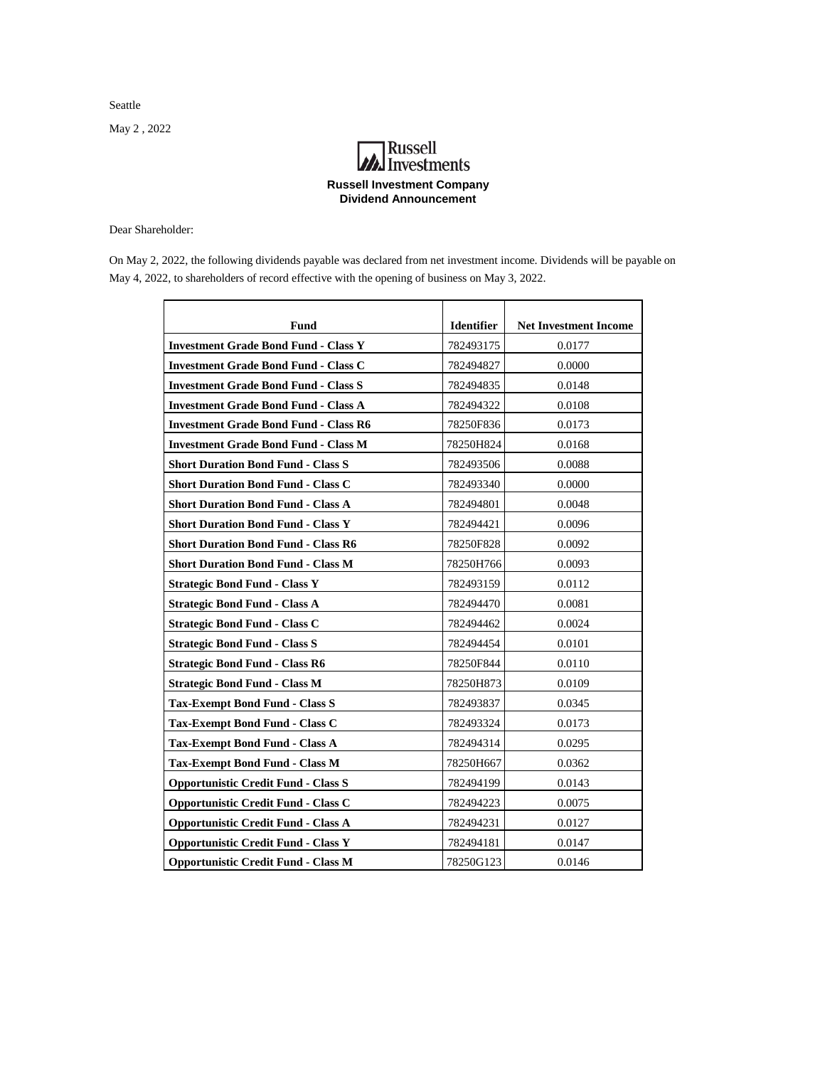Seattle

May 2 , 2022

**Russell Investments**

**Russell Investment Company**
**Dividend Announcement**

Dear Shareholder:

On May 2, 2022, the following dividends payable was declared from net investment income. Dividends will be payable on May 4, 2022, to shareholders of record effective with the opening of business on May 3, 2022.

| Fund | Identifier | Net Investment Income |
|---|---|---|
| **Investment Grade Bond Fund - Class Y** | 782493175 | 0.0177 |
| **Investment Grade Bond Fund - Class C** | 782494827 | 0.0000 |
| **Investment Grade Bond Fund - Class S** | 782494835 | 0.0148 |
| **Investment Grade Bond Fund - Class A** | 782494322 | 0.0108 |
| **Investment Grade Bond Fund - Class R6** | 78250F836 | 0.0173 |
| **Investment Grade Bond Fund - Class M** | 78250H824 | 0.0168 |
| **Short Duration Bond Fund - Class S** | 782493506 | 0.0088 |
| **Short Duration Bond Fund - Class C** | 782493340 | 0.0000 |
| **Short Duration Bond Fund - Class A** | 782494801 | 0.0048 |
| **Short Duration Bond Fund - Class Y** | 782494421 | 0.0096 |
| **Short Duration Bond Fund - Class R6** | 78250F828 | 0.0092 |
| **Short Duration Bond Fund - Class M** | 78250H766 | 0.0093 |
| **Strategic Bond Fund - Class Y** | 782493159 | 0.0112 |
| **Strategic Bond Fund - Class A** | 782494470 | 0.0081 |
| **Strategic Bond Fund - Class C** | 782494462 | 0.0024 |
| **Strategic Bond Fund - Class S** | 782494454 | 0.0101 |
| **Strategic Bond Fund - Class R6** | 78250F844 | 0.0110 |
| **Strategic Bond Fund - Class M** | 78250H873 | 0.0109 |
| **Tax-Exempt Bond Fund - Class S** | 782493837 | 0.0345 |
| **Tax-Exempt Bond Fund - Class C** | 782493324 | 0.0173 |
| **Tax-Exempt Bond Fund - Class A** | 782494314 | 0.0295 |
| **Tax-Exempt Bond Fund - Class M** | 78250H667 | 0.0362 |
| **Opportunistic Credit Fund - Class S** | 782494199 | 0.0143 |
| **Opportunistic Credit Fund - Class C** | 782494223 | 0.0075 |
| **Opportunistic Credit Fund - Class A** | 782494231 | 0.0127 |
| **Opportunistic Credit Fund - Class Y** | 782494181 | 0.0147 |
| **Opportunistic Credit Fund - Class M** | 78250G123 | 0.0146 |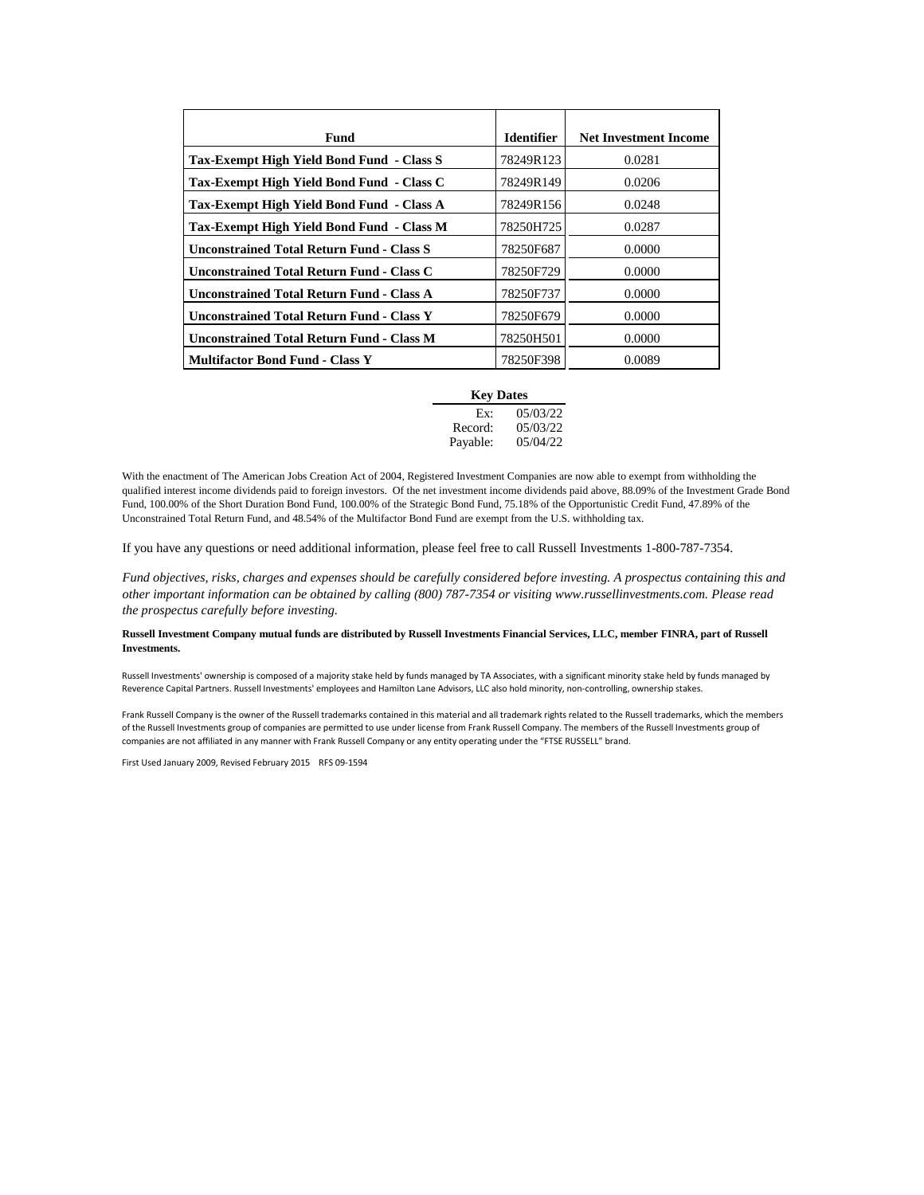| Fund | Identifier | Net Investment Income |
|---|---|---|
| **Tax-Exempt High Yield Bond Fund - Class S** | 78249R123 | 0.0281 |
| **Tax-Exempt High Yield Bond Fund - Class C** | 78249R149 | 0.0206 |
| **Tax-Exempt High Yield Bond Fund - Class A** | 78249R156 | 0.0248 |
| **Tax-Exempt High Yield Bond Fund - Class M** | 78250H725 | 0.0287 |
| **Unconstrained Total Return Fund - Class S** | 78250F687 | 0.0000 |
| **Unconstrained Total Return Fund - Class C** | 78250F729 | 0.0000 |
| **Unconstrained Total Return Fund - Class A** | 78250F737 | 0.0000 |
| **Unconstrained Total Return Fund - Class Y** | 78250F679 | 0.0000 |
| **Unconstrained Total Return Fund - Class M** | 78250H501 | 0.0000 |
| **Multifactor Bond Fund - Class Y** | 78250F398 | 0.0089 |

| Key Dates | |
|---|---|
| Ex: | 05/03/22 |
| Record: | 05/03/22 |
| Payable: | 05/04/22 |

With the enactment of The American Jobs Creation Act of 2004, Registered Investment Companies are now able to exempt from withholding the qualified interest income dividends paid to foreign investors. Of the net investment income dividends paid above, 88.09% of the Investment Grade Bond Fund, 100.00% of the Short Duration Bond Fund, 100.00% of the Strategic Bond Fund, 75.18% of the Opportunistic Credit Fund, 47.89% of the Unconstrained Total Return Fund, and 48.54% of the Multifactor Bond Fund are exempt from the U.S. withholding tax.

If you have any questions or need additional information, please feel free to call Russell Investments 1-800-787-7354.

*Fund objectives, risks, charges and expenses should be carefully considered before investing. A prospectus containing this and other important information can be obtained by calling (800) 787-7354 or visiting www.russellinvestments.com. Please read the prospectus carefully before investing.*

**Russell Investment Company mutual funds are distributed by Russell Investments Financial Services, LLC, member FINRA, part of Russell Investments.**

Russell Investments' ownership is composed of a majority stake held by funds managed by TA Associates, with a significant minority stake held by funds managed by Reverence Capital Partners. Russell Investments' employees and Hamilton Lane Advisors, LLC also hold minority, non-controlling, ownership stakes.

Frank Russell Company is the owner of the Russell trademarks contained in this material and all trademark rights related to the Russell trademarks, which the members of the Russell Investments group of companies are permitted to use under license from Frank Russell Company. The members of the Russell Investments group of companies are not affiliated in any manner with Frank Russell Company or any entity operating under the "FTSE RUSSELL" brand.

First Used January 2009, Revised February 2015 RFS 09-1594